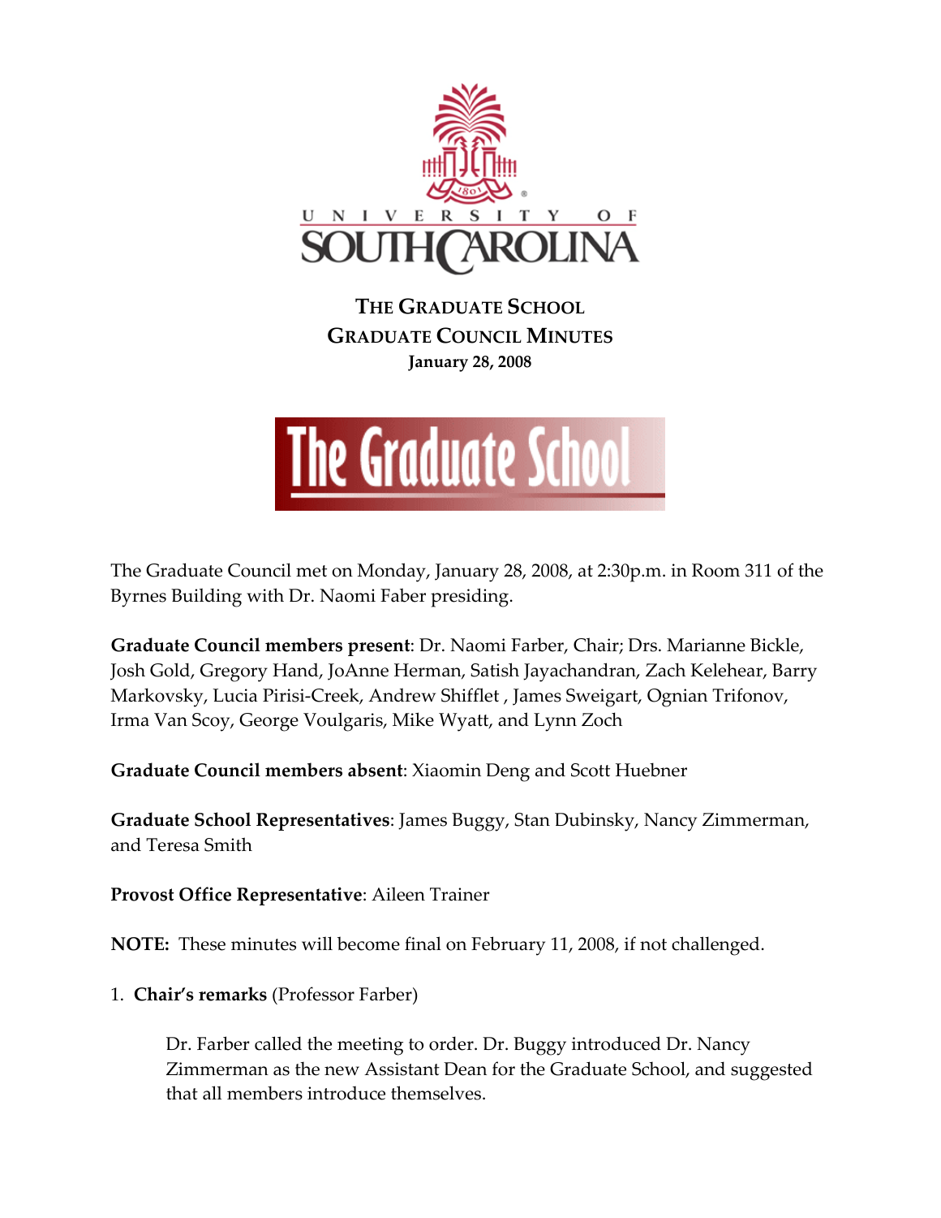# THE GRADUATE SCHOOL
## GRADUATE COUNCIL MINUTES
**January 28, 2008**

The Graduate Council met on Monday, January 28, 2008, at 2:30p.m. in Room 311 of the Byrnes Building with Dr. Naomi Faber presiding.

**Graduate Council members present**: Dr. Naomi Farber, Chair; Drs. Marianne Bickle, Josh Gold, Gregory Hand, JoAnne Herman, Satish Jayachandran, Zach Kelehear, Barry Markovsky, Lucia Pirisi-Creek, Andrew Shifflet , James Sweigart, Ognian Trifonov, Irma Van Scoy, George Voulgaris, Mike Wyatt, and Lynn Zoch

**Graduate Council members absent**: Xiaomin Deng and Scott Huebner

**Graduate School Representatives**: James Buggy, Stan Dubinsky, Nancy Zimmerman, and Teresa Smith

**Provost Office Representative**: Aileen Trainer

**NOTE:** These minutes will become final on February 11, 2008, if not challenged.

1. **Chair's remarks** (Professor Farber)

   Dr. Farber called the meeting to order. Dr. Buggy introduced Dr. Nancy Zimmerman as the new Assistant Dean for the Graduate School, and suggested that all members introduce themselves.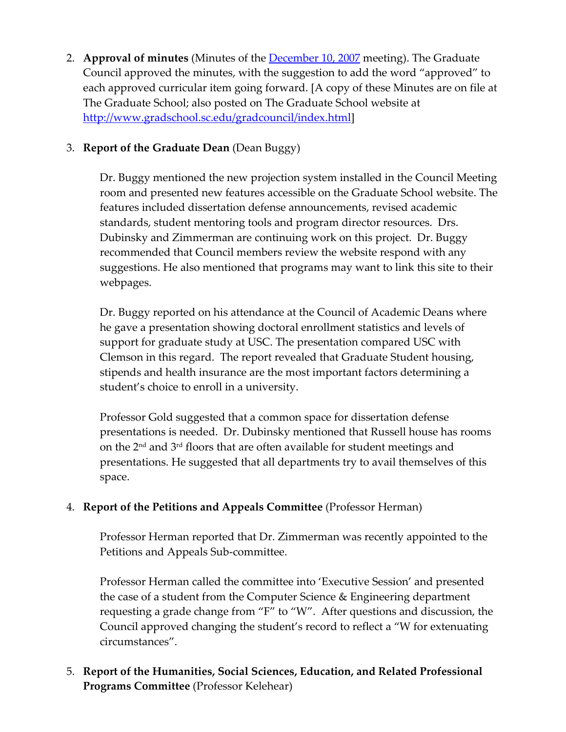2. **Approval of minutes** (Minutes of the [December 10, 2007](#) meeting). The Graduate Council approved the minutes, with the suggestion to add the word "approved" to each approved curricular item going forward. [A copy of these Minutes are on file at The Graduate School; also posted on The Graduate School website at http://www.gradschool.sc.edu/gradcouncil/index.html]

3. **Report of the Graduate Dean** (Dean Buggy)

   Dr. Buggy mentioned the new projection system installed in the Council Meeting room and presented new features accessible on the Graduate School website. The features included dissertation defense announcements, revised academic standards, student mentoring tools and program director resources. Drs. Dubinsky and Zimmerman are continuing work on this project. Dr. Buggy recommended that Council members review the website respond with any suggestions. He also mentioned that programs may want to link this site to their webpages.

   Dr. Buggy reported on his attendance at the Council of Academic Deans where he gave a presentation showing doctoral enrollment statistics and levels of support for graduate study at USC. The presentation compared USC with Clemson in this regard. The report revealed that Graduate Student housing, stipends and health insurance are the most important factors determining a student's choice to enroll in a university.

   Professor Gold suggested that a common space for dissertation defense presentations is needed. Dr. Dubinsky mentioned that Russell house has rooms on the 2nd and 3rd floors that are often available for student meetings and presentations. He suggested that all departments try to avail themselves of this space.

4. **Report of the Petitions and Appeals Committee** (Professor Herman)

   Professor Herman reported that Dr. Zimmerman was recently appointed to the Petitions and Appeals Sub-committee.

   Professor Herman called the committee into 'Executive Session' and presented the case of a student from the Computer Science & Engineering department requesting a grade change from "F" to "W". After questions and discussion, the Council approved changing the student's record to reflect a "W for extenuating circumstances".

5. **Report of the Humanities, Social Sciences, Education, and Related Professional Programs Committee** (Professor Kelehear)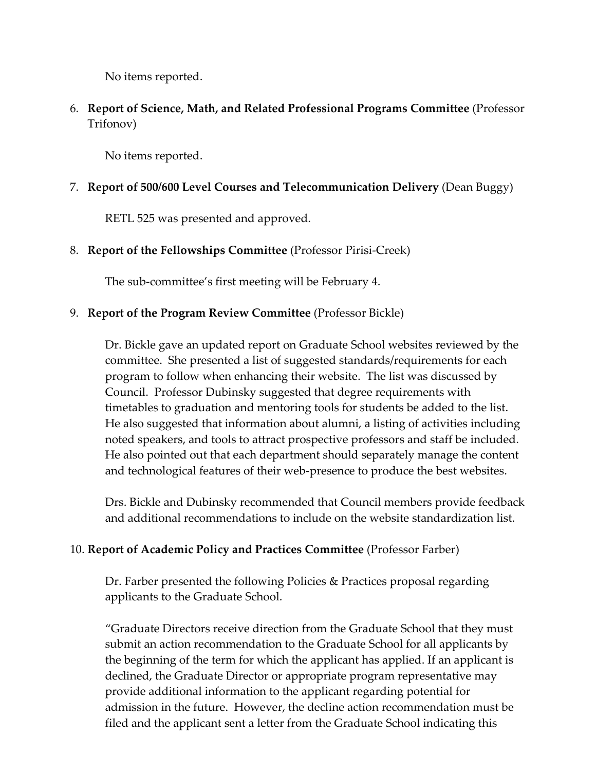No items reported.

6. **Report of Science, Math, and Related Professional Programs Committee** (Professor Trifonov)

   No items reported.

7. **Report of 500/600 Level Courses and Telecommunication Delivery** (Dean Buggy)

   RETL 525 was presented and approved.

8. **Report of the Fellowships Committee** (Professor Pirisi-Creek)

   The sub-committee's first meeting will be February 4.

9. **Report of the Program Review Committee** (Professor Bickle)

   Dr. Bickle gave an updated report on Graduate School websites reviewed by the committee. She presented a list of suggested standards/requirements for each program to follow when enhancing their website. The list was discussed by Council. Professor Dubinsky suggested that degree requirements with timetables to graduation and mentoring tools for students be added to the list. He also suggested that information about alumni, a listing of activities including noted speakers, and tools to attract prospective professors and staff be included. He also pointed out that each department should separately manage the content and technological features of their web-presence to produce the best websites.

   Drs. Bickle and Dubinsky recommended that Council members provide feedback and additional recommendations to include on the website standardization list.

10. **Report of Academic Policy and Practices Committee** (Professor Farber)

    Dr. Farber presented the following Policies & Practices proposal regarding applicants to the Graduate School.

    "Graduate Directors receive direction from the Graduate School that they must submit an action recommendation to the Graduate School for all applicants by the beginning of the term for which the applicant has applied. If an applicant is declined, the Graduate Director or appropriate program representative may provide additional information to the applicant regarding potential for admission in the future. However, the decline action recommendation must be filed and the applicant sent a letter from the Graduate School indicating this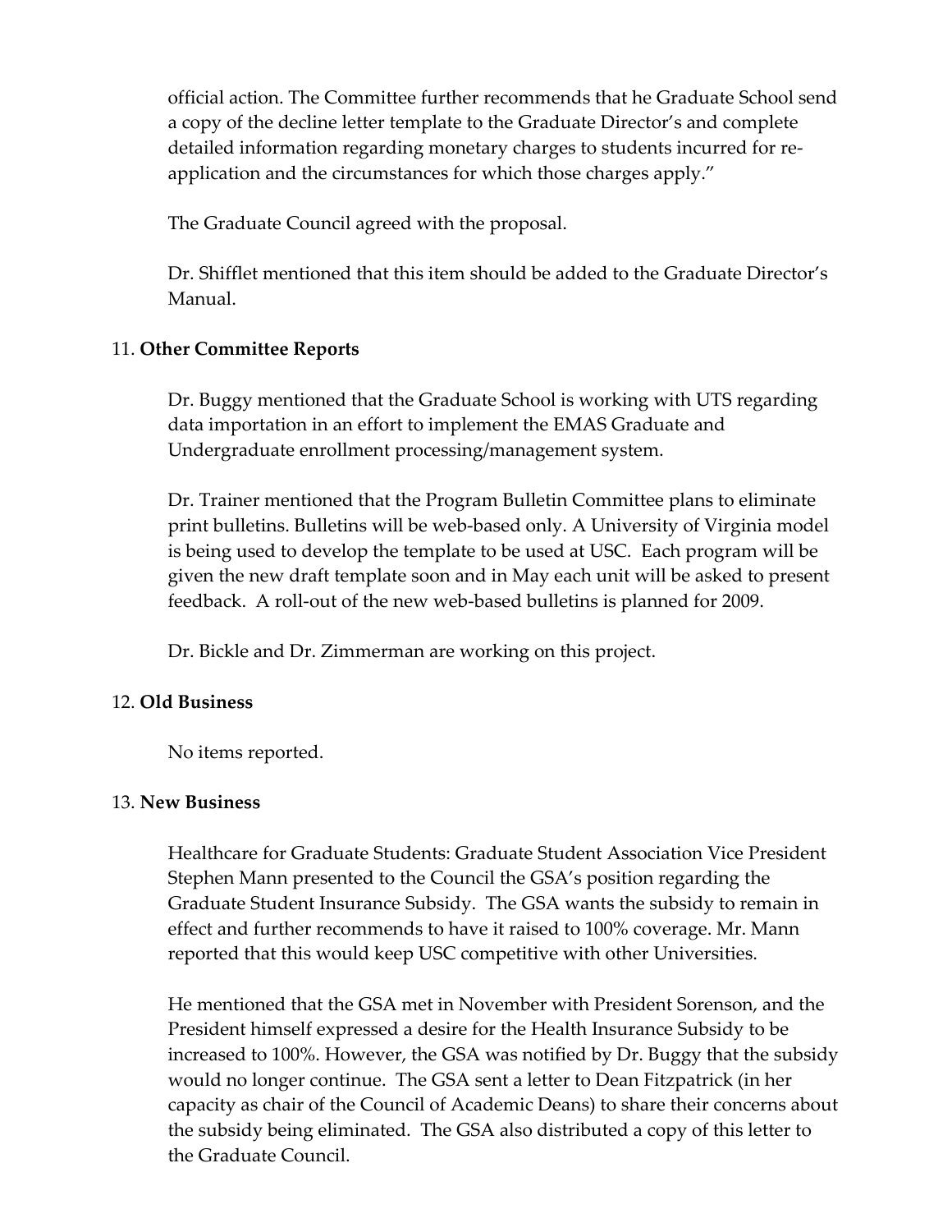official action. The Committee further recommends that he Graduate School send a copy of the decline letter template to the Graduate Director's and complete detailed information regarding monetary charges to students incurred for re-application and the circumstances for which those charges apply."

The Graduate Council agreed with the proposal.

Dr. Shifflet mentioned that this item should be added to the Graduate Director's Manual.

11. **Other Committee Reports**

Dr. Buggy mentioned that the Graduate School is working with UTS regarding data importation in an effort to implement the EMAS Graduate and Undergraduate enrollment processing/management system.

Dr. Trainer mentioned that the Program Bulletin Committee plans to eliminate print bulletins. Bulletins will be web-based only. A University of Virginia model is being used to develop the template to be used at USC. Each program will be given the new draft template soon and in May each unit will be asked to present feedback. A roll-out of the new web-based bulletins is planned for 2009.

Dr. Bickle and Dr. Zimmerman are working on this project.

12. **Old Business**

No items reported.

13. **New Business**

Healthcare for Graduate Students: Graduate Student Association Vice President Stephen Mann presented to the Council the GSA's position regarding the Graduate Student Insurance Subsidy. The GSA wants the subsidy to remain in effect and further recommends to have it raised to 100% coverage. Mr. Mann reported that this would keep USC competitive with other Universities.

He mentioned that the GSA met in November with President Sorenson, and the President himself expressed a desire for the Health Insurance Subsidy to be increased to 100%. However, the GSA was notified by Dr. Buggy that the subsidy would no longer continue. The GSA sent a letter to Dean Fitzpatrick (in her capacity as chair of the Council of Academic Deans) to share their concerns about the subsidy being eliminated. The GSA also distributed a copy of this letter to the Graduate Council.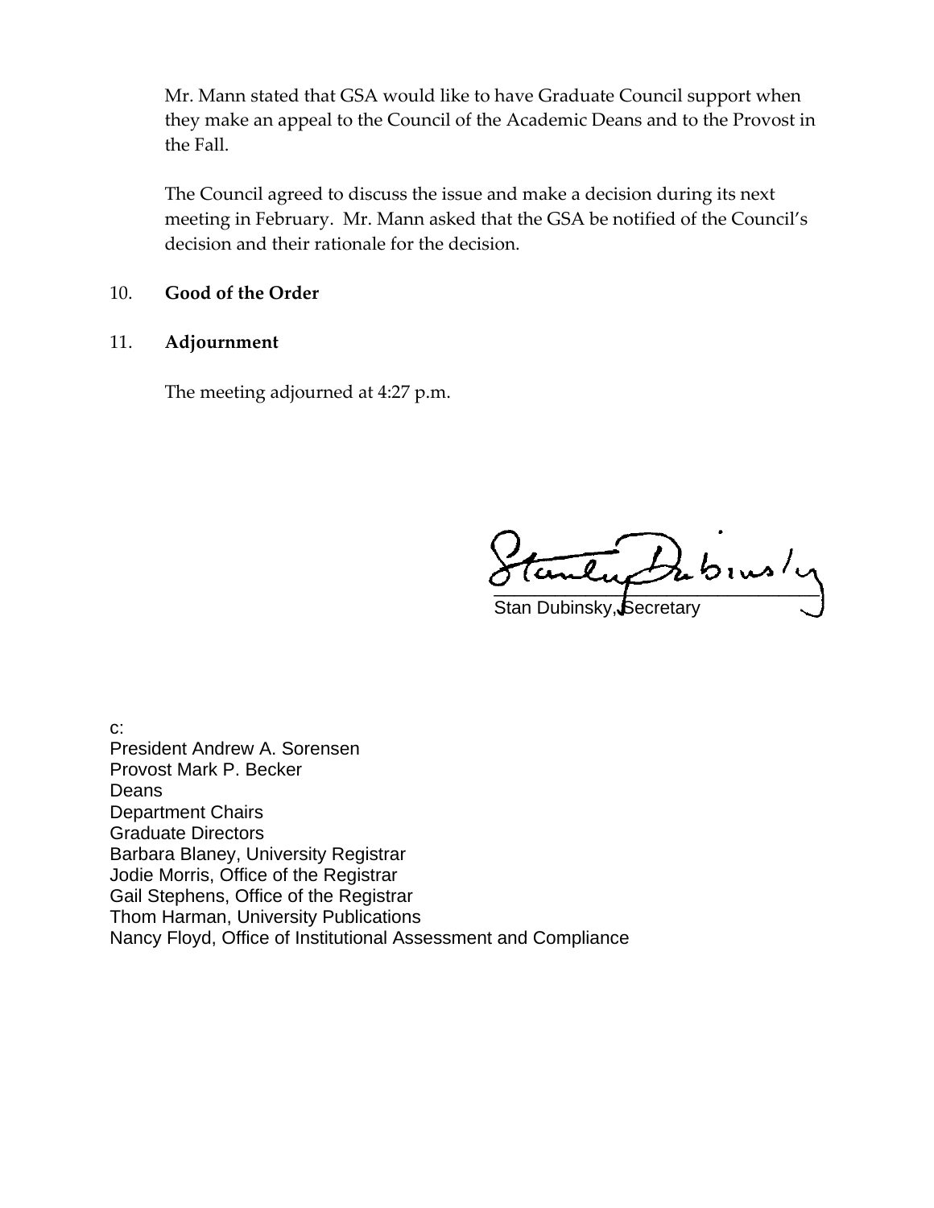Mr. Mann stated that GSA would like to have Graduate Council support when they make an appeal to the Council of the Academic Deans and to the Provost in the Fall.

The Council agreed to discuss the issue and make a decision during its next meeting in February. Mr. Mann asked that the GSA be notified of the Council's decision and their rationale for the decision.

10. **Good of the Order**

11. **Adjournment**

The meeting adjourned at 4:27 p.m.

Stan Dubinsky, Secretary

c:
President Andrew A. Sorensen
Provost Mark P. Becker
Deans
Department Chairs
Graduate Directors
Barbara Blaney, University Registrar
Jodie Morris, Office of the Registrar
Gail Stephens, Office of the Registrar
Thom Harman, University Publications
Nancy Floyd, Office of Institutional Assessment and Compliance